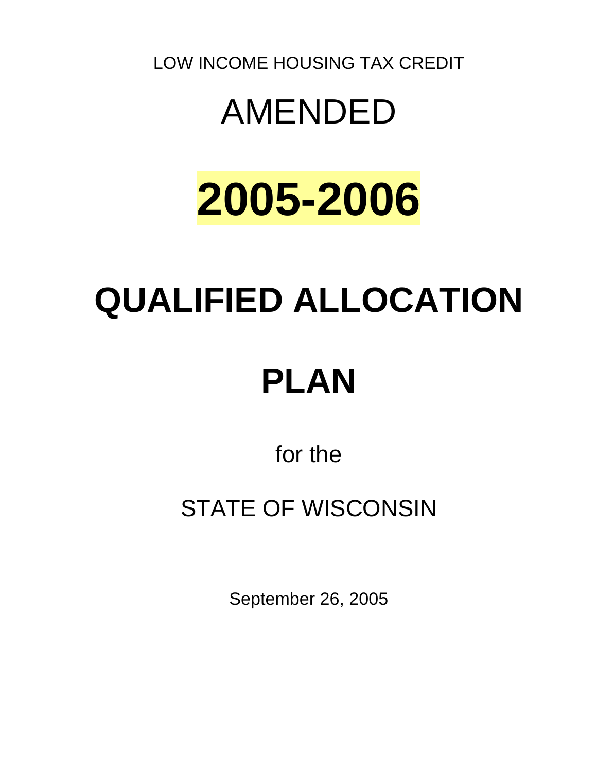LOW INCOME HOUSING TAX CREDIT

# AMENDED

# **2005-2006**

# **QUALIFIED ALLOCATION**

# **PLAN**

for the

STATE OF WISCONSIN

September 26, 2005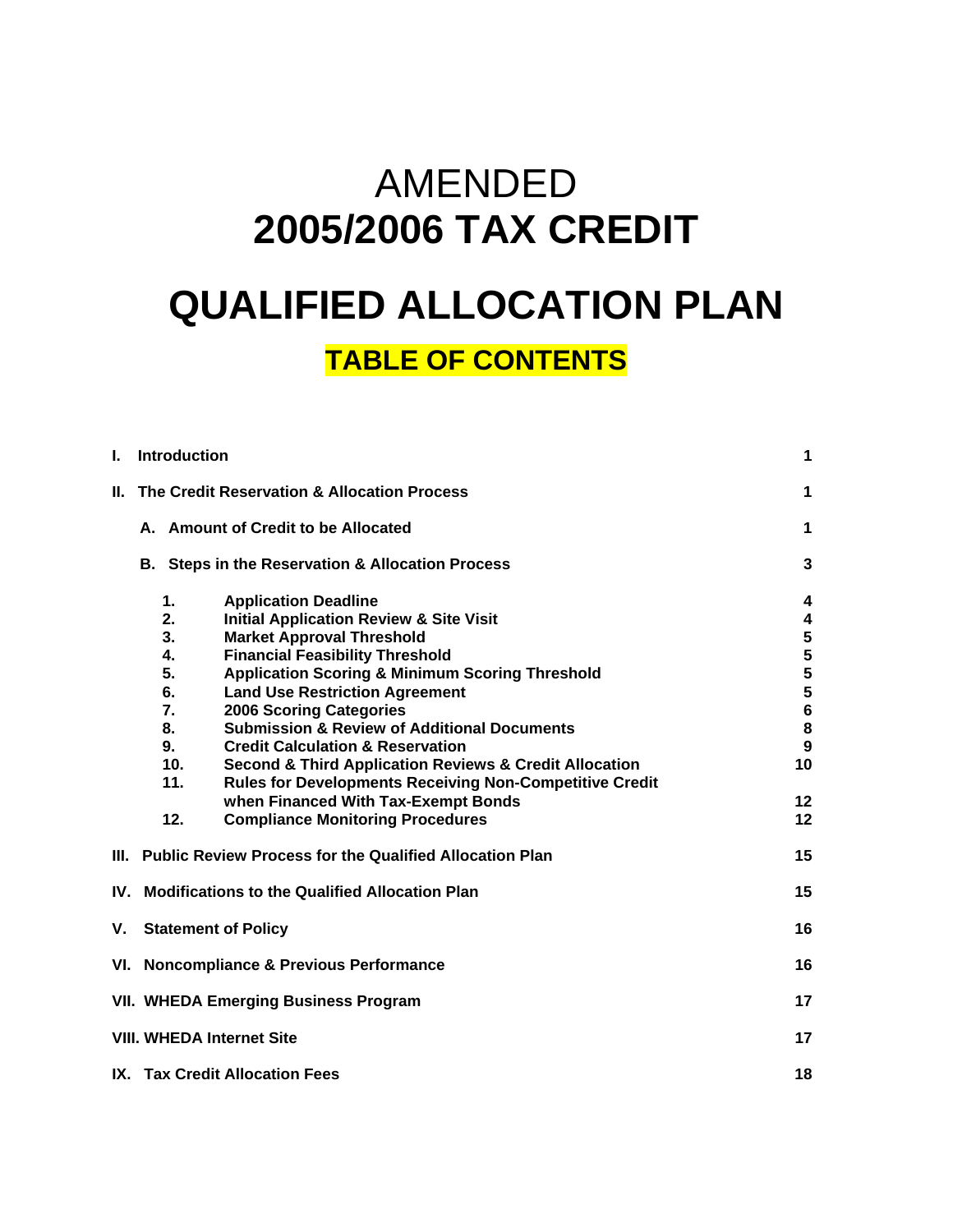# AMENDED
# **2005/2006 TAX CREDIT**

# **QUALIFIED ALLOCATION PLAN**

## **TABLE OF CONTENTS**

| | | |
|---|---|---|
| **I.** | **Introduction** | **1** |
| **II.** | **The Credit Reservation & Allocation Process** | **1** |
| | **A. Amount of Credit to be Allocated** | **1** |
| | **B. Steps in the Reservation & Allocation Process** | **3** |
| | **1. Application Deadline** | **4** |
| | **2. Initial Application Review & Site Visit** | **4** |
| | **3. Market Approval Threshold** | **5** |
| | **4. Financial Feasibility Threshold** | **5** |
| | **5. Application Scoring & Minimum Scoring Threshold** | **5** |
| | **6. Land Use Restriction Agreement** | **5** |
| | **7. 2006 Scoring Categories** | **6** |
| | **8. Submission & Review of Additional Documents** | **8** |
| | **9. Credit Calculation & Reservation** | **9** |
| | **10. Second & Third Application Reviews & Credit Allocation** | **10** |
| | **11. Rules for Developments Receiving Non-Competitive Credit when Financed With Tax-Exempt Bonds** | **12** |
| | **12. Compliance Monitoring Procedures** | **12** |
| **III.** | **Public Review Process for the Qualified Allocation Plan** | **15** |
| **IV.** | **Modifications to the Qualified Allocation Plan** | **15** |
| **V.** | **Statement of Policy** | **16** |
| **VI.** | **Noncompliance & Previous Performance** | **16** |
| **VII.** | **WHEDA Emerging Business Program** | **17** |
| **VIII.** | **WHEDA Internet Site** | **17** |
| **IX.** | **Tax Credit Allocation Fees** | **18** |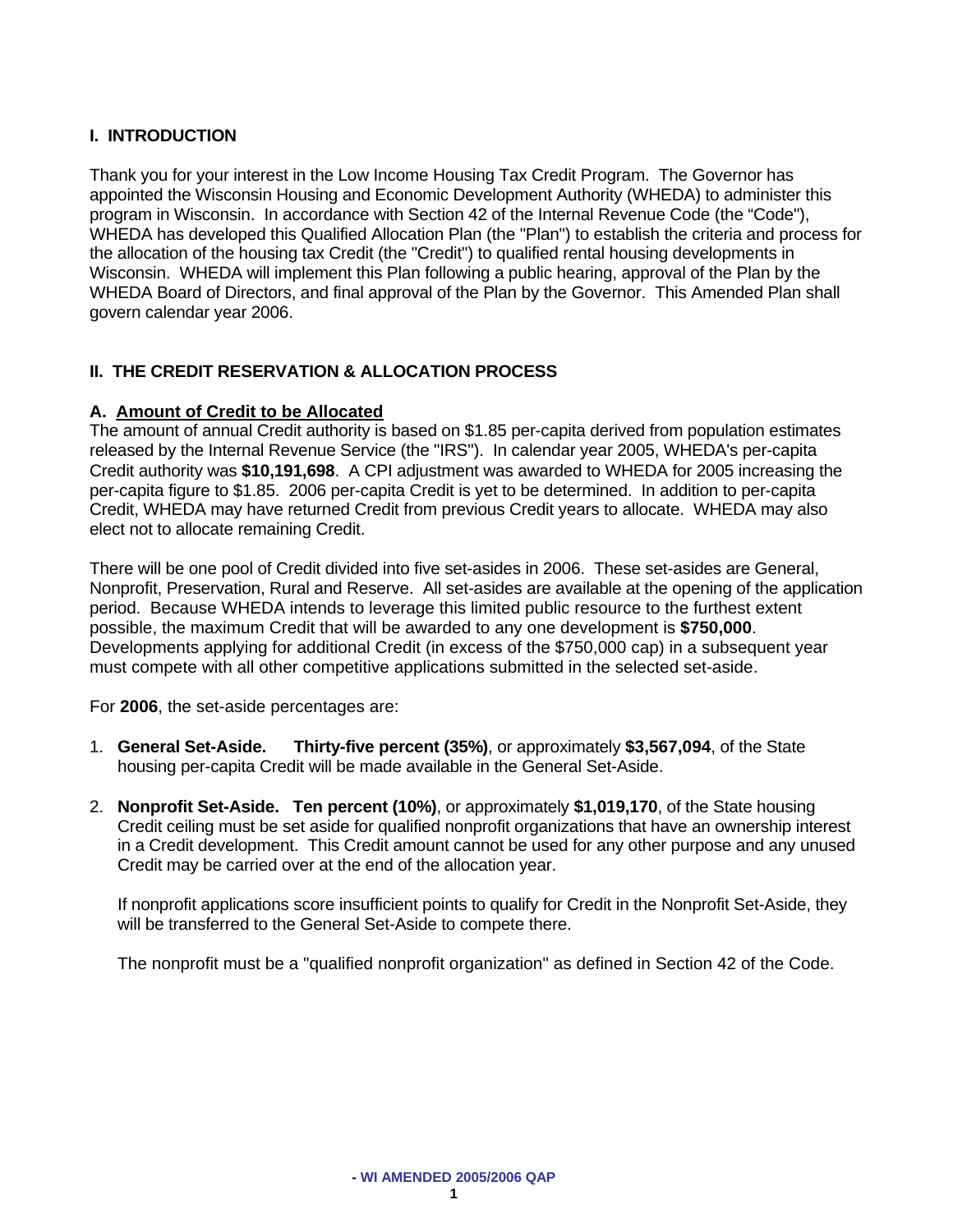## I. INTRODUCTION

Thank you for your interest in the Low Income Housing Tax Credit Program. The Governor has appointed the Wisconsin Housing and Economic Development Authority (WHEDA) to administer this program in Wisconsin. In accordance with Section 42 of the Internal Revenue Code (the "Code"), WHEDA has developed this Qualified Allocation Plan (the "Plan") to establish the criteria and process for the allocation of the housing tax Credit (the "Credit") to qualified rental housing developments in Wisconsin. WHEDA will implement this Plan following a public hearing, approval of the Plan by the WHEDA Board of Directors, and final approval of the Plan by the Governor. This Amended Plan shall govern calendar year 2006.

## II. THE CREDIT RESERVATION & ALLOCATION PROCESS

### A. Amount of Credit to be Allocated

The amount of annual Credit authority is based on $1.85 per-capita derived from population estimates released by the Internal Revenue Service (the "IRS"). In calendar year 2005, WHEDA's per-capita Credit authority was **$10,191,698**. A CPI adjustment was awarded to WHEDA for 2005 increasing the per-capita figure to $1.85. 2006 per-capita Credit is yet to be determined. In addition to per-capita Credit, WHEDA may have returned Credit from previous Credit years to allocate. WHEDA may also elect not to allocate remaining Credit.

There will be one pool of Credit divided into five set-asides in 2006. These set-asides are General, Nonprofit, Preservation, Rural and Reserve. All set-asides are available at the opening of the application period. Because WHEDA intends to leverage this limited public resource to the furthest extent possible, the maximum Credit that will be awarded to any one development is **$750,000**. Developments applying for additional Credit (in excess of the $750,000 cap) in a subsequent year must compete with all other competitive applications submitted in the selected set-aside.

For **2006**, the set-aside percentages are:

1. **General Set-Aside. Thirty-five percent (35%)**, or approximately **$3,567,094**, of the State housing per-capita Credit will be made available in the General Set-Aside.

2. **Nonprofit Set-Aside. Ten percent (10%)**, or approximately **$1,019,170**, of the State housing Credit ceiling must be set aside for qualified nonprofit organizations that have an ownership interest in a Credit development. This Credit amount cannot be used for any other purpose and any unused Credit may be carried over at the end of the allocation year.

   If nonprofit applications score insufficient points to qualify for Credit in the Nonprofit Set-Aside, they will be transferred to the General Set-Aside to compete there.

   The nonprofit must be a "qualified nonprofit organization" as defined in Section 42 of the Code.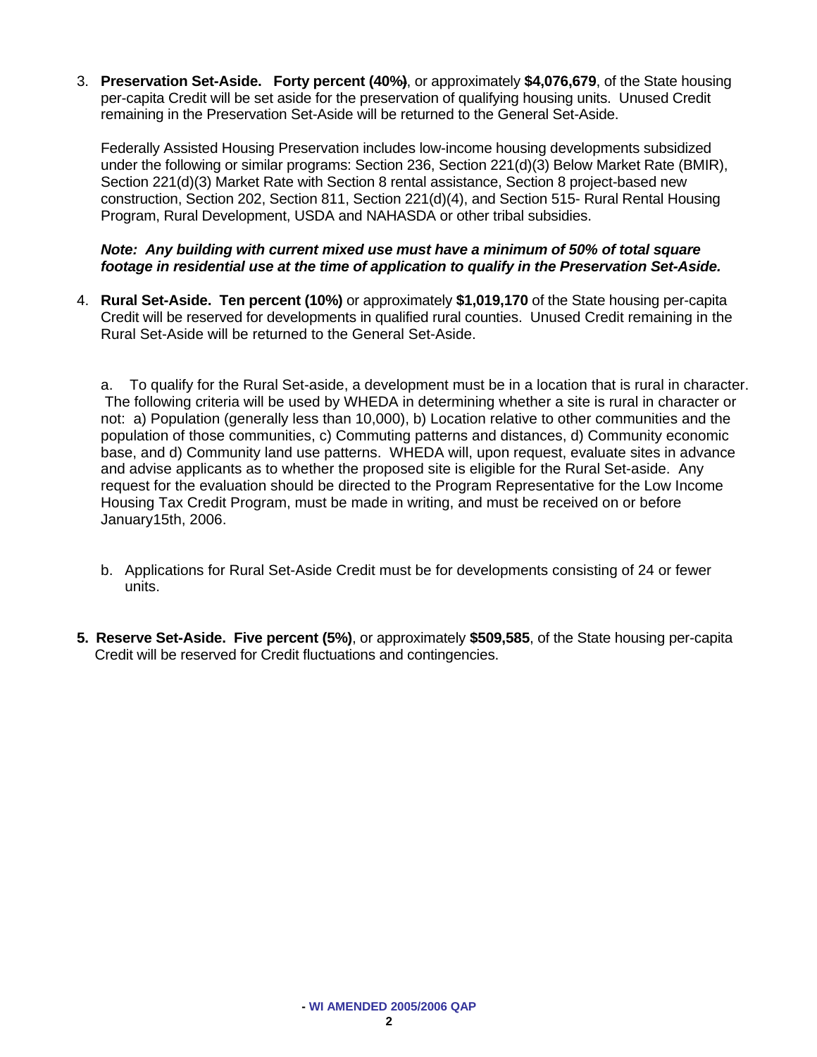3. **Preservation Set-Aside. Forty percent (40%)**, or approximately **$4,076,679**, of the State housing per-capita Credit will be set aside for the preservation of qualifying housing units. Unused Credit remaining in the Preservation Set-Aside will be returned to the General Set-Aside.

   Federally Assisted Housing Preservation includes low-income housing developments subsidized under the following or similar programs: Section 236, Section 221(d)(3) Below Market Rate (BMIR), Section 221(d)(3) Market Rate with Section 8 rental assistance, Section 8 project-based new construction, Section 202, Section 811, Section 221(d)(4), and Section 515- Rural Rental Housing Program, Rural Development, USDA and NAHASDA or other tribal subsidies.

   ***Note: Any building with current mixed use must have a minimum of 50% of total square footage in residential use at the time of application to qualify in the Preservation Set-Aside.***

4. **Rural Set-Aside. Ten percent (10%)** or approximately **$1,019,170** of the State housing per-capita Credit will be reserved for developments in qualified rural counties. Unused Credit remaining in the Rural Set-Aside will be returned to the General Set-Aside.

   a. To qualify for the Rural Set-aside, a development must be in a location that is rural in character. The following criteria will be used by WHEDA in determining whether a site is rural in character or not: a) Population (generally less than 10,000), b) Location relative to other communities and the population of those communities, c) Commuting patterns and distances, d) Community economic base, and d) Community land use patterns. WHEDA will, upon request, evaluate sites in advance and advise applicants as to whether the proposed site is eligible for the Rural Set-aside. Any request for the evaluation should be directed to the Program Representative for the Low Income Housing Tax Credit Program, must be made in writing, and must be received on or before January15th, 2006.

   b. Applications for Rural Set-Aside Credit must be for developments consisting of 24 or fewer units.

**5. Reserve Set-Aside. Five percent (5%)**, or approximately **$509,585**, of the State housing per-capita Credit will be reserved for Credit fluctuations and contingencies.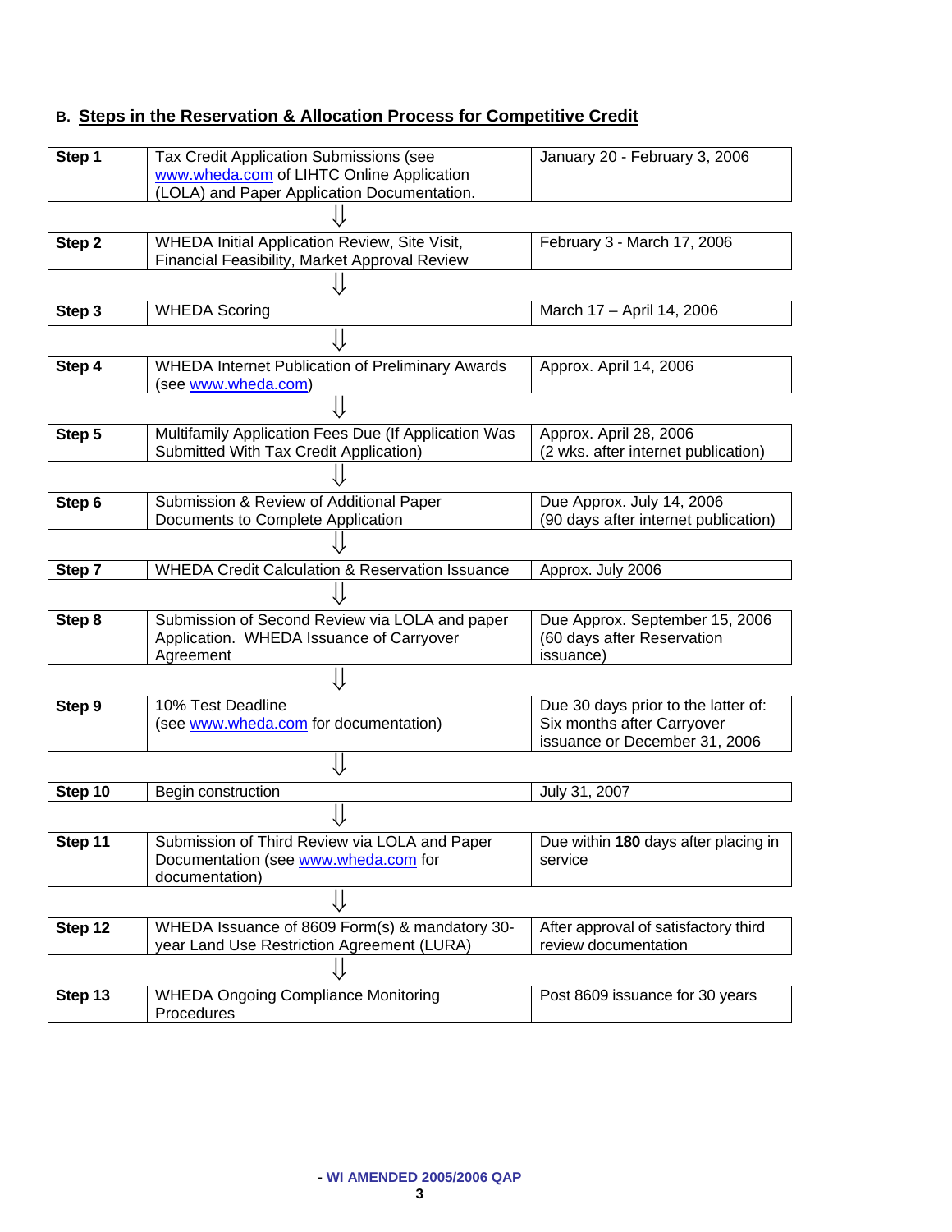## B. Steps in the Reservation & Allocation Process for Competitive Credit

| Step | Description | Timing |
|---|---|---|
| **Step 1** | Tax Credit Application Submissions (see www.wheda.com of LIHTC Online Application (LOLA) and Paper Application Documentation. | January 20 - February 3, 2006 |
| **Step 2** | WHEDA Initial Application Review, Site Visit, Financial Feasibility, Market Approval Review | February 3 - March 17, 2006 |
| **Step 3** | WHEDA Scoring | March 17 – April 14, 2006 |
| **Step 4** | WHEDA Internet Publication of Preliminary Awards (see www.wheda.com) | Approx. April 14, 2006 |
| **Step 5** | Multifamily Application Fees Due (If Application Was Submitted With Tax Credit Application) | Approx. April 28, 2006 (2 wks. after internet publication) |
| **Step 6** | Submission & Review of Additional Paper Documents to Complete Application | Due Approx. July 14, 2006 (90 days after internet publication) |
| **Step 7** | WHEDA Credit Calculation & Reservation Issuance | Approx. July 2006 |
| **Step 8** | Submission of Second Review via LOLA and paper Application. WHEDA Issuance of Carryover Agreement | Due Approx. September 15, 2006 (60 days after Reservation issuance) |
| **Step 9** | 10% Test Deadline (see www.wheda.com for documentation) | Due 30 days prior to the latter of: Six months after Carryover issuance or December 31, 2006 |
| **Step 10** | Begin construction | July 31, 2007 |
| **Step 11** | Submission of Third Review via LOLA and Paper Documentation (see www.wheda.com for documentation) | Due within **180** days after placing in service |
| **Step 12** | WHEDA Issuance of 8609 Form(s) & mandatory 30-year Land Use Restriction Agreement (LURA) | After approval of satisfactory third review documentation |
| **Step 13** | WHEDA Ongoing Compliance Monitoring Procedures | Post 8609 issuance for 30 years |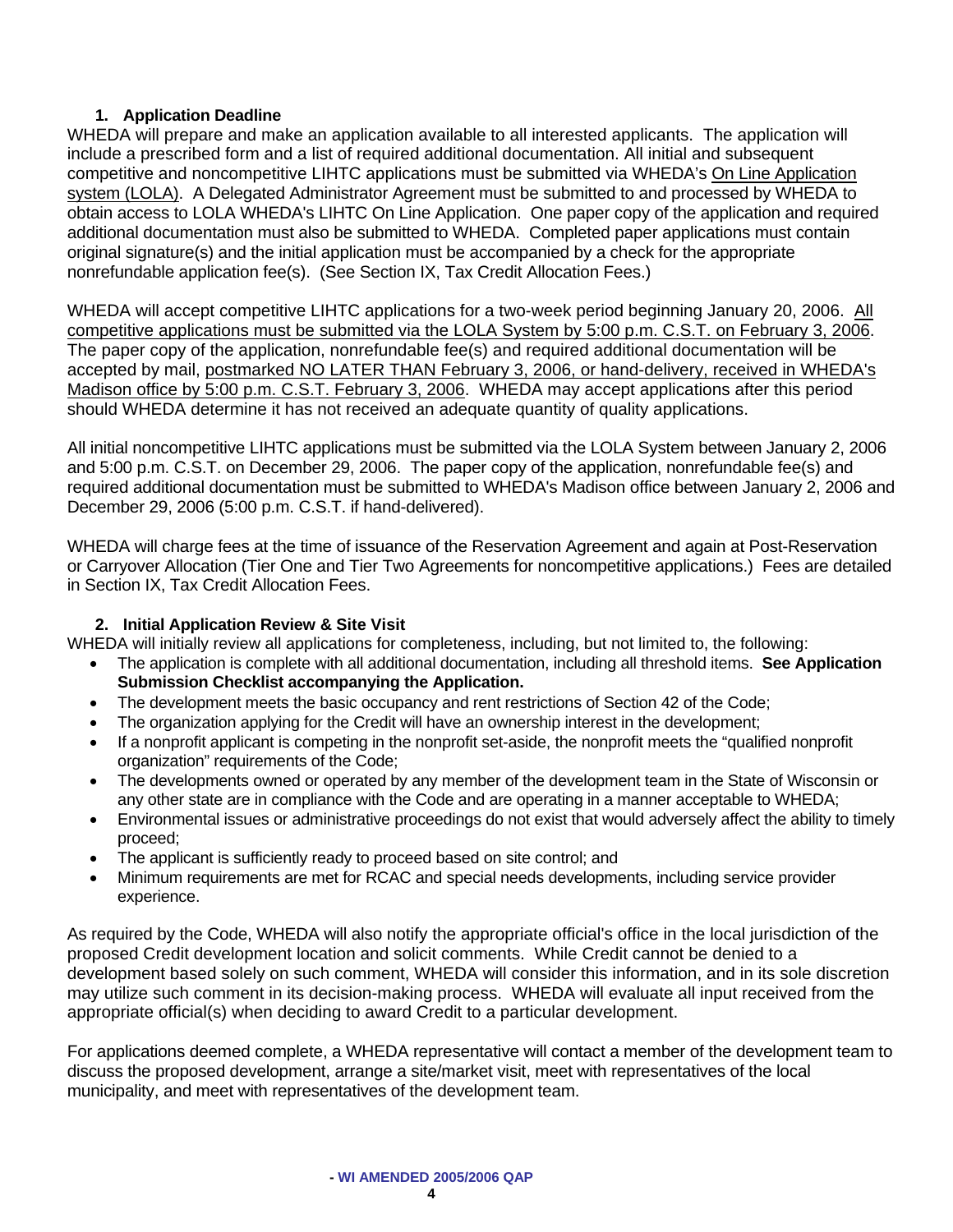### 1. Application Deadline

WHEDA will prepare and make an application available to all interested applicants. The application will include a prescribed form and a list of required additional documentation. All initial and subsequent competitive and noncompetitive LIHTC applications must be submitted via WHEDA's On Line Application system (LOLA). A Delegated Administrator Agreement must be submitted to and processed by WHEDA to obtain access to LOLA WHEDA's LIHTC On Line Application. One paper copy of the application and required additional documentation must also be submitted to WHEDA. Completed paper applications must contain original signature(s) and the initial application must be accompanied by a check for the appropriate nonrefundable application fee(s). (See Section IX, Tax Credit Allocation Fees.)

WHEDA will accept competitive LIHTC applications for a two-week period beginning January 20, 2006. All competitive applications must be submitted via the LOLA System by 5:00 p.m. C.S.T. on February 3, 2006. The paper copy of the application, nonrefundable fee(s) and required additional documentation will be accepted by mail, postmarked NO LATER THAN February 3, 2006, or hand-delivery, received in WHEDA's Madison office by 5:00 p.m. C.S.T. February 3, 2006. WHEDA may accept applications after this period should WHEDA determine it has not received an adequate quantity of quality applications.

All initial noncompetitive LIHTC applications must be submitted via the LOLA System between January 2, 2006 and 5:00 p.m. C.S.T. on December 29, 2006. The paper copy of the application, nonrefundable fee(s) and required additional documentation must be submitted to WHEDA's Madison office between January 2, 2006 and December 29, 2006 (5:00 p.m. C.S.T. if hand-delivered).

WHEDA will charge fees at the time of issuance of the Reservation Agreement and again at Post-Reservation or Carryover Allocation (Tier One and Tier Two Agreements for noncompetitive applications.) Fees are detailed in Section IX, Tax Credit Allocation Fees.

### 2. Initial Application Review & Site Visit

WHEDA will initially review all applications for completeness, including, but not limited to, the following:

- The application is complete with all additional documentation, including all threshold items. **See Application Submission Checklist accompanying the Application.**
- The development meets the basic occupancy and rent restrictions of Section 42 of the Code;
- The organization applying for the Credit will have an ownership interest in the development;
- If a nonprofit applicant is competing in the nonprofit set-aside, the nonprofit meets the "qualified nonprofit organization" requirements of the Code;
- The developments owned or operated by any member of the development team in the State of Wisconsin or any other state are in compliance with the Code and are operating in a manner acceptable to WHEDA;
- Environmental issues or administrative proceedings do not exist that would adversely affect the ability to timely proceed;
- The applicant is sufficiently ready to proceed based on site control; and
- Minimum requirements are met for RCAC and special needs developments, including service provider experience.

As required by the Code, WHEDA will also notify the appropriate official's office in the local jurisdiction of the proposed Credit development location and solicit comments. While Credit cannot be denied to a development based solely on such comment, WHEDA will consider this information, and in its sole discretion may utilize such comment in its decision-making process. WHEDA will evaluate all input received from the appropriate official(s) when deciding to award Credit to a particular development.

For applications deemed complete, a WHEDA representative will contact a member of the development team to discuss the proposed development, arrange a site/market visit, meet with representatives of the local municipality, and meet with representatives of the development team.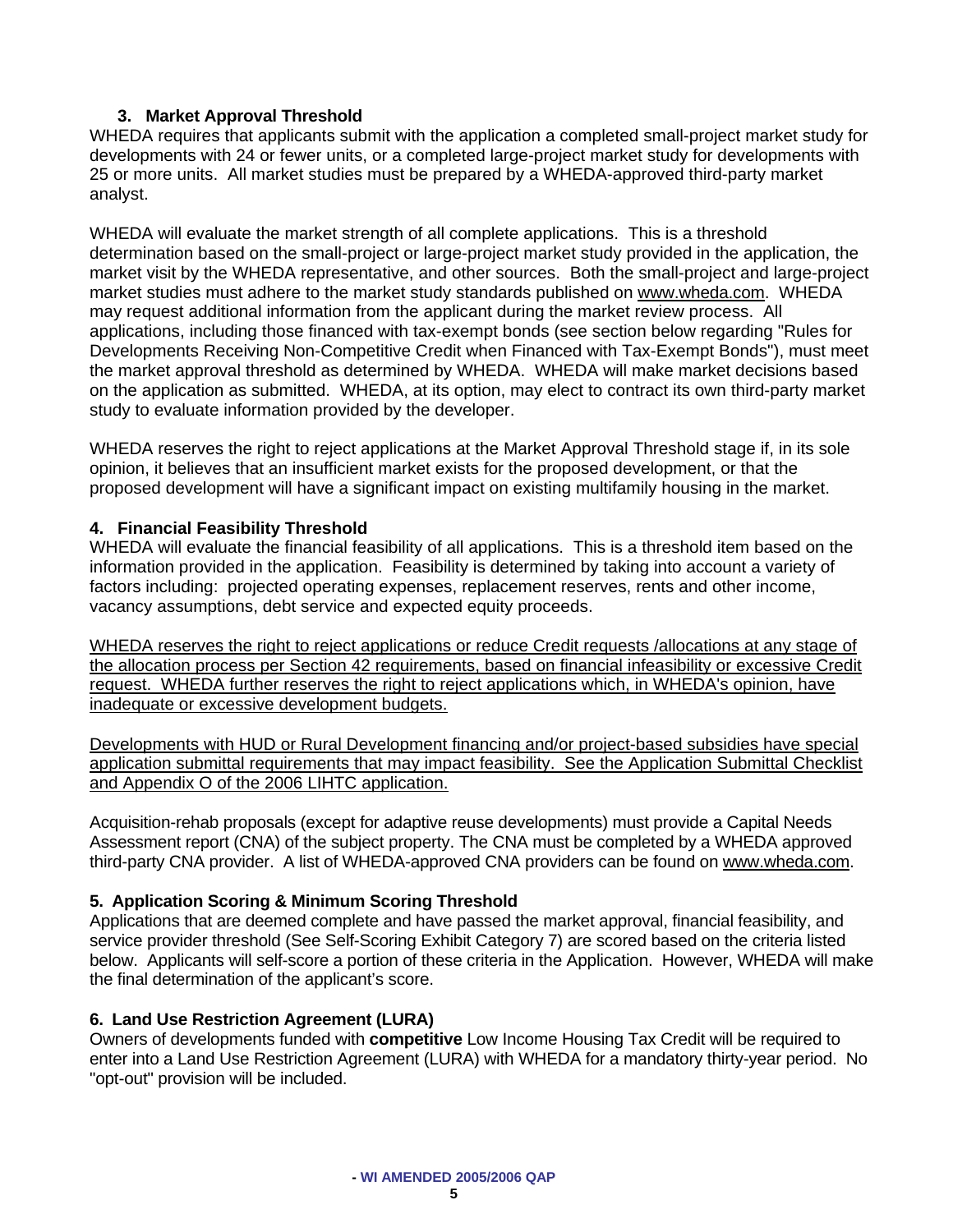### 3. Market Approval Threshold

WHEDA requires that applicants submit with the application a completed small-project market study for developments with 24 or fewer units, or a completed large-project market study for developments with 25 or more units. All market studies must be prepared by a WHEDA-approved third-party market analyst.

WHEDA will evaluate the market strength of all complete applications. This is a threshold determination based on the small-project or large-project market study provided in the application, the market visit by the WHEDA representative, and other sources. Both the small-project and large-project market studies must adhere to the market study standards published on www.wheda.com. WHEDA may request additional information from the applicant during the market review process. All applications, including those financed with tax-exempt bonds (see section below regarding "Rules for Developments Receiving Non-Competitive Credit when Financed with Tax-Exempt Bonds"), must meet the market approval threshold as determined by WHEDA. WHEDA will make market decisions based on the application as submitted. WHEDA, at its option, may elect to contract its own third-party market study to evaluate information provided by the developer.

WHEDA reserves the right to reject applications at the Market Approval Threshold stage if, in its sole opinion, it believes that an insufficient market exists for the proposed development, or that the proposed development will have a significant impact on existing multifamily housing in the market.

### 4. Financial Feasibility Threshold

WHEDA will evaluate the financial feasibility of all applications. This is a threshold item based on the information provided in the application. Feasibility is determined by taking into account a variety of factors including: projected operating expenses, replacement reserves, rents and other income, vacancy assumptions, debt service and expected equity proceeds.

<u>WHEDA reserves the right to reject applications or reduce Credit requests /allocations at any stage of the allocation process per Section 42 requirements, based on financial infeasibility or excessive Credit request. WHEDA further reserves the right to reject applications which, in WHEDA's opinion, have inadequate or excessive development budgets.</u>

<u>Developments with HUD or Rural Development financing and/or project-based subsidies have special application submittal requirements that may impact feasibility. See the Application Submittal Checklist and Appendix O of the 2006 LIHTC application.</u>

Acquisition-rehab proposals (except for adaptive reuse developments) must provide a Capital Needs Assessment report (CNA) of the subject property. The CNA must be completed by a WHEDA approved third-party CNA provider. A list of WHEDA-approved CNA providers can be found on www.wheda.com.

### 5. Application Scoring & Minimum Scoring Threshold

Applications that are deemed complete and have passed the market approval, financial feasibility, and service provider threshold (See Self-Scoring Exhibit Category 7) are scored based on the criteria listed below. Applicants will self-score a portion of these criteria in the Application. However, WHEDA will make the final determination of the applicant's score.

### 6. Land Use Restriction Agreement (LURA)

Owners of developments funded with **competitive** Low Income Housing Tax Credit will be required to enter into a Land Use Restriction Agreement (LURA) with WHEDA for a mandatory thirty-year period. No "opt-out" provision will be included.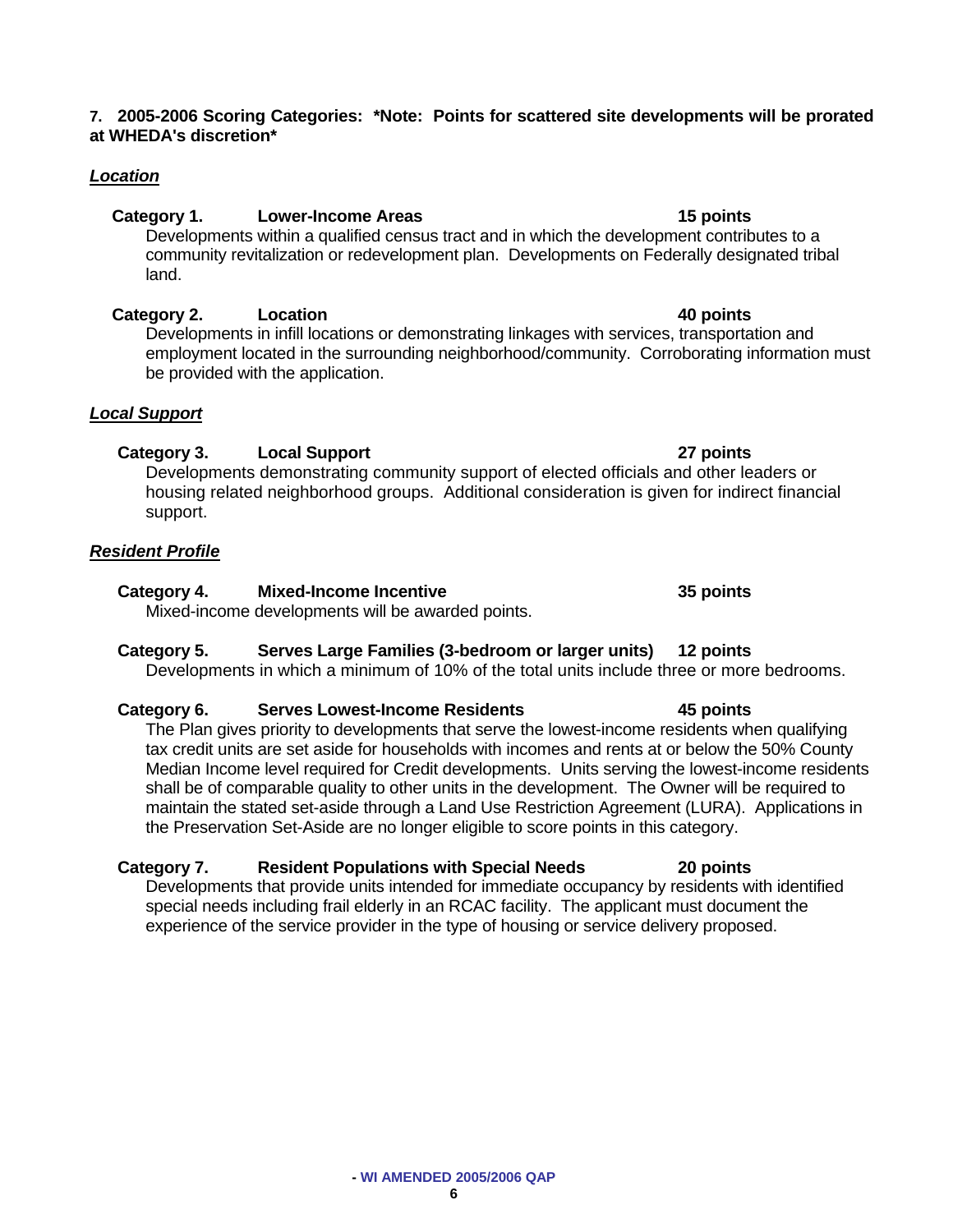**7. 2005-2006 Scoring Categories: *Note: Points for scattered site developments will be prorated at WHEDA's discretion***

***Location***

**Category 1. Lower-Income Areas 15 points**

Developments within a qualified census tract and in which the development contributes to a community revitalization or redevelopment plan. Developments on Federally designated tribal land.

**Category 2. Location 40 points**

Developments in infill locations or demonstrating linkages with services, transportation and employment located in the surrounding neighborhood/community. Corroborating information must be provided with the application.

***Local Support***

**Category 3. Local Support 27 points**

Developments demonstrating community support of elected officials and other leaders or housing related neighborhood groups. Additional consideration is given for indirect financial support.

***Resident Profile***

**Category 4. Mixed-Income Incentive 35 points**

Mixed-income developments will be awarded points.

**Category 5. Serves Large Families (3-bedroom or larger units) 12 points**

Developments in which a minimum of 10% of the total units include three or more bedrooms.

**Category 6. Serves Lowest-Income Residents 45 points**

The Plan gives priority to developments that serve the lowest-income residents when qualifying tax credit units are set aside for households with incomes and rents at or below the 50% County Median Income level required for Credit developments. Units serving the lowest-income residents shall be of comparable quality to other units in the development. The Owner will be required to maintain the stated set-aside through a Land Use Restriction Agreement (LURA). Applications in the Preservation Set-Aside are no longer eligible to score points in this category.

**Category 7. Resident Populations with Special Needs 20 points**

Developments that provide units intended for immediate occupancy by residents with identified special needs including frail elderly in an RCAC facility. The applicant must document the experience of the service provider in the type of housing or service delivery proposed.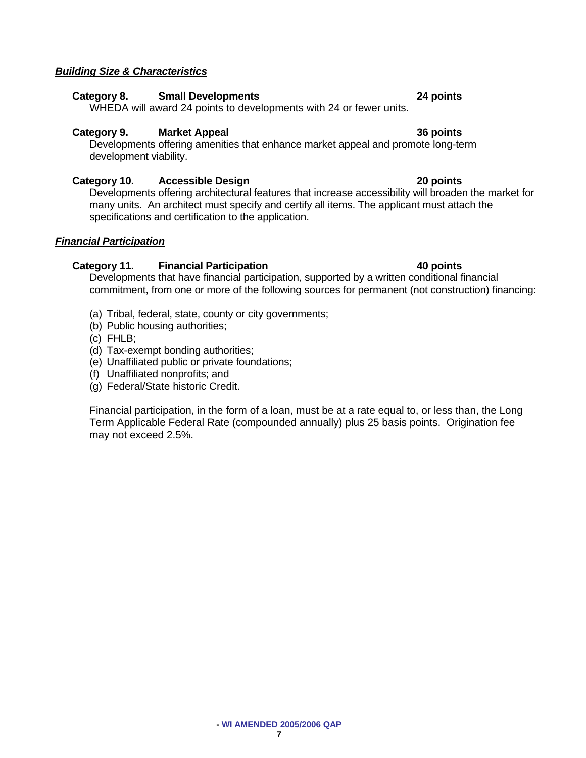***Building Size & Characteristics***

**Category 8. Small Developments 24 points**

WHEDA will award 24 points to developments with 24 or fewer units.

**Category 9. Market Appeal 36 points**

Developments offering amenities that enhance market appeal and promote long-term development viability.

**Category 10. Accessible Design 20 points**

Developments offering architectural features that increase accessibility will broaden the market for many units. An architect must specify and certify all items. The applicant must attach the specifications and certification to the application.

***Financial Participation***

**Category 11. Financial Participation 40 points**

Developments that have financial participation, supported by a written conditional financial commitment, from one or more of the following sources for permanent (not construction) financing:

(a) Tribal, federal, state, county or city governments;
(b) Public housing authorities;
(c) FHLB;
(d) Tax-exempt bonding authorities;
(e) Unaffiliated public or private foundations;
(f) Unaffiliated nonprofits; and
(g) Federal/State historic Credit.

Financial participation, in the form of a loan, must be at a rate equal to, or less than, the Long Term Applicable Federal Rate (compounded annually) plus 25 basis points. Origination fee may not exceed 2.5%.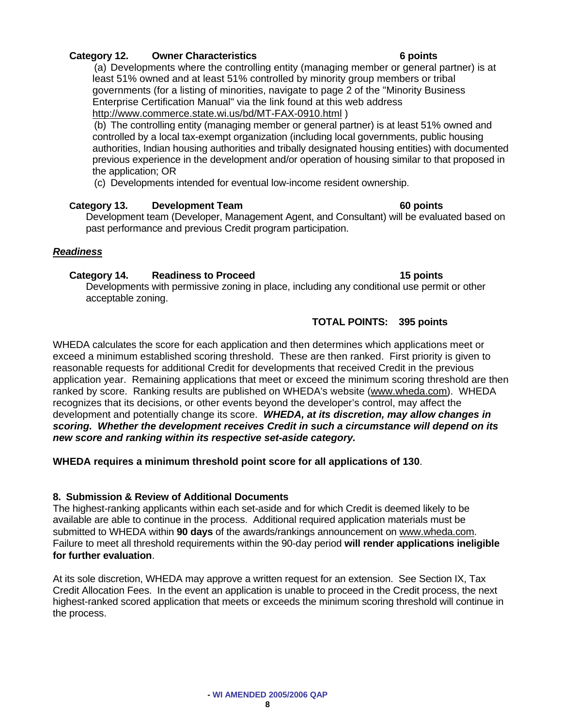**Category 12. Owner Characteristics 6 points**

(a) Developments where the controlling entity (managing member or general partner) is at least 51% owned and at least 51% controlled by minority group members or tribal governments (for a listing of minorities, navigate to page 2 of the "Minority Business Enterprise Certification Manual" via the link found at this web address http://www.commerce.state.wi.us/bd/MT-FAX-0910.html )

(b) The controlling entity (managing member or general partner) is at least 51% owned and controlled by a local tax-exempt organization (including local governments, public housing authorities, Indian housing authorities and tribally designated housing entities) with documented previous experience in the development and/or operation of housing similar to that proposed in the application; OR

(c) Developments intended for eventual low-income resident ownership.

**Category 13. Development Team 60 points**

Development team (Developer, Management Agent, and Consultant) will be evaluated based on past performance and previous Credit program participation.

***Readiness***

**Category 14. Readiness to Proceed 15 points**

Developments with permissive zoning in place, including any conditional use permit or other acceptable zoning.

**TOTAL POINTS: 395 points**

WHEDA calculates the score for each application and then determines which applications meet or exceed a minimum established scoring threshold. These are then ranked. First priority is given to reasonable requests for additional Credit for developments that received Credit in the previous application year. Remaining applications that meet or exceed the minimum scoring threshold are then ranked by score. Ranking results are published on WHEDA's website (www.wheda.com). WHEDA recognizes that its decisions, or other events beyond the developer's control, may affect the development and potentially change its score. ***WHEDA, at its discretion, may allow changes in scoring. Whether the development receives Credit in such a circumstance will depend on its new score and ranking within its respective set-aside category.***

**WHEDA requires a minimum threshold point score for all applications of 130**.

### 8. Submission & Review of Additional Documents

The highest-ranking applicants within each set-aside and for which Credit is deemed likely to be available are able to continue in the process. Additional required application materials must be submitted to WHEDA within **90 days** of the awards/rankings announcement on www.wheda.com. Failure to meet all threshold requirements within the 90-day period **will render applications ineligible for further evaluation**.

At its sole discretion, WHEDA may approve a written request for an extension. See Section IX, Tax Credit Allocation Fees. In the event an application is unable to proceed in the Credit process, the next highest-ranked scored application that meets or exceeds the minimum scoring threshold will continue in the process.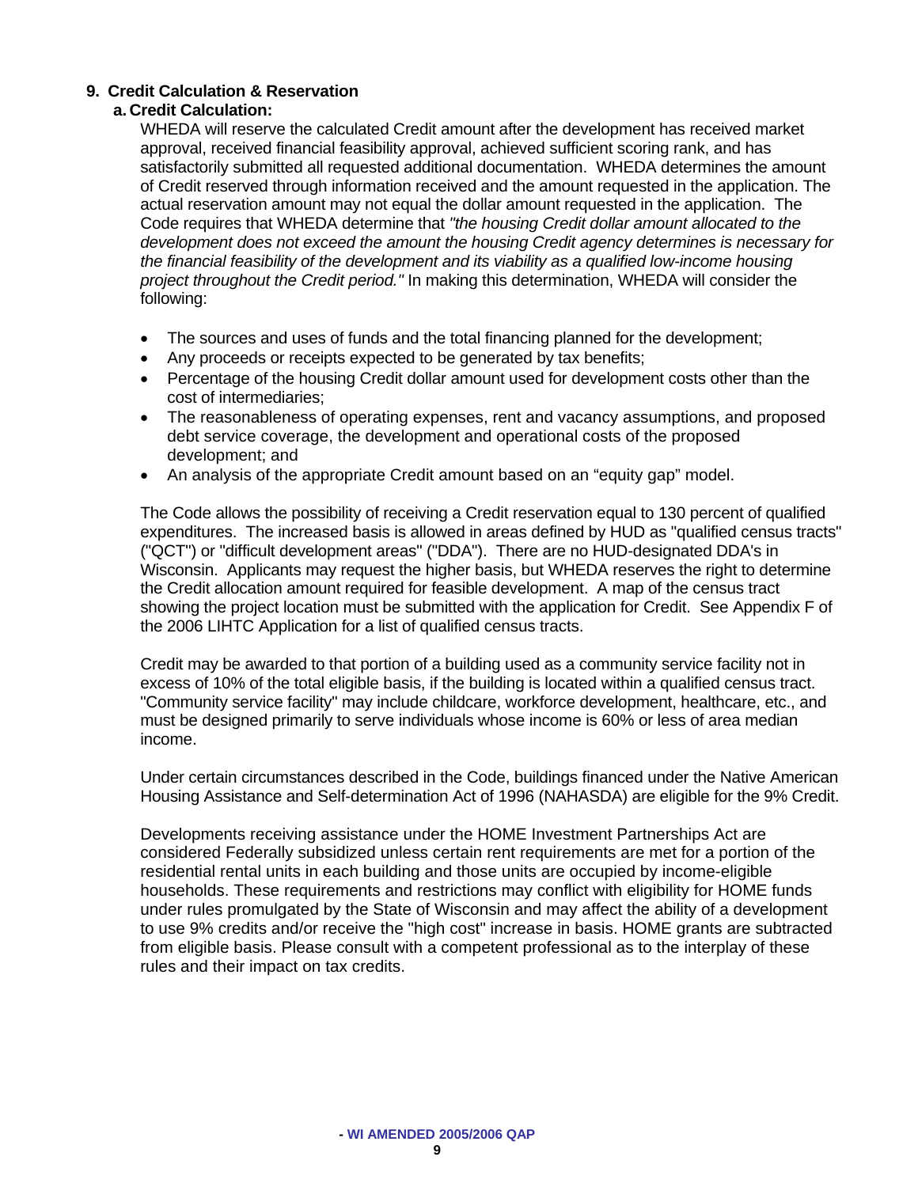## 9. Credit Calculation & Reservation

### a. Credit Calculation:

WHEDA will reserve the calculated Credit amount after the development has received market approval, received financial feasibility approval, achieved sufficient scoring rank, and has satisfactorily submitted all requested additional documentation. WHEDA determines the amount of Credit reserved through information received and the amount requested in the application. The actual reservation amount may not equal the dollar amount requested in the application. The Code requires that WHEDA determine that *"the housing Credit dollar amount allocated to the development does not exceed the amount the housing Credit agency determines is necessary for the financial feasibility of the development and its viability as a qualified low-income housing project throughout the Credit period."* In making this determination, WHEDA will consider the following:

- The sources and uses of funds and the total financing planned for the development;
- Any proceeds or receipts expected to be generated by tax benefits;
- Percentage of the housing Credit dollar amount used for development costs other than the cost of intermediaries;
- The reasonableness of operating expenses, rent and vacancy assumptions, and proposed debt service coverage, the development and operational costs of the proposed development; and
- An analysis of the appropriate Credit amount based on an "equity gap" model.

The Code allows the possibility of receiving a Credit reservation equal to 130 percent of qualified expenditures. The increased basis is allowed in areas defined by HUD as "qualified census tracts" ("QCT") or "difficult development areas" ("DDA"). There are no HUD-designated DDA's in Wisconsin. Applicants may request the higher basis, but WHEDA reserves the right to determine the Credit allocation amount required for feasible development. A map of the census tract showing the project location must be submitted with the application for Credit. See Appendix F of the 2006 LIHTC Application for a list of qualified census tracts.

Credit may be awarded to that portion of a building used as a community service facility not in excess of 10% of the total eligible basis, if the building is located within a qualified census tract. "Community service facility" may include childcare, workforce development, healthcare, etc., and must be designed primarily to serve individuals whose income is 60% or less of area median income.

Under certain circumstances described in the Code, buildings financed under the Native American Housing Assistance and Self-determination Act of 1996 (NAHASDA) are eligible for the 9% Credit.

Developments receiving assistance under the HOME Investment Partnerships Act are considered Federally subsidized unless certain rent requirements are met for a portion of the residential rental units in each building and those units are occupied by income-eligible households. These requirements and restrictions may conflict with eligibility for HOME funds under rules promulgated by the State of Wisconsin and may affect the ability of a development to use 9% credits and/or receive the "high cost" increase in basis. HOME grants are subtracted from eligible basis. Please consult with a competent professional as to the interplay of these rules and their impact on tax credits.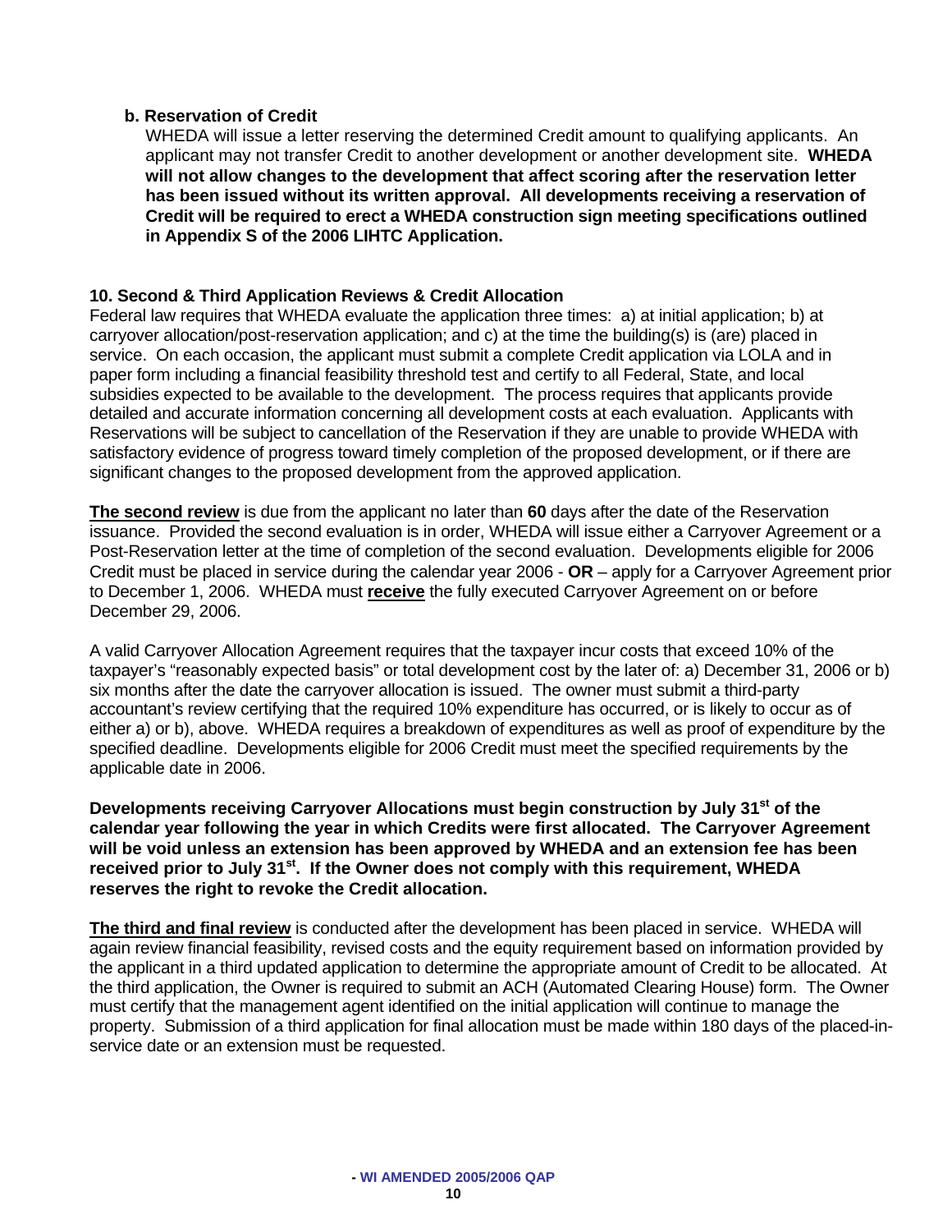**b. Reservation of Credit**

WHEDA will issue a letter reserving the determined Credit amount to qualifying applicants. An applicant may not transfer Credit to another development or another development site. **WHEDA will not allow changes to the development that affect scoring after the reservation letter has been issued without its written approval. All developments receiving a reservation of Credit will be required to erect a WHEDA construction sign meeting specifications outlined in Appendix S of the 2006 LIHTC Application.**

**10. Second & Third Application Reviews & Credit Allocation**

Federal law requires that WHEDA evaluate the application three times: a) at initial application; b) at carryover allocation/post-reservation application; and c) at the time the building(s) is (are) placed in service. On each occasion, the applicant must submit a complete Credit application via LOLA and in paper form including a financial feasibility threshold test and certify to all Federal, State, and local subsidies expected to be available to the development. The process requires that applicants provide detailed and accurate information concerning all development costs at each evaluation. Applicants with Reservations will be subject to cancellation of the Reservation if they are unable to provide WHEDA with satisfactory evidence of progress toward timely completion of the proposed development, or if there are significant changes to the proposed development from the approved application.

**The second review** is due from the applicant no later than **60** days after the date of the Reservation issuance. Provided the second evaluation is in order, WHEDA will issue either a Carryover Agreement or a Post-Reservation letter at the time of completion of the second evaluation. Developments eligible for 2006 Credit must be placed in service during the calendar year 2006 - **OR** – apply for a Carryover Agreement prior to December 1, 2006. WHEDA must **receive** the fully executed Carryover Agreement on or before December 29, 2006.

A valid Carryover Allocation Agreement requires that the taxpayer incur costs that exceed 10% of the taxpayer's "reasonably expected basis" or total development cost by the later of: a) December 31, 2006 or b) six months after the date the carryover allocation is issued. The owner must submit a third-party accountant's review certifying that the required 10% expenditure has occurred, or is likely to occur as of either a) or b), above. WHEDA requires a breakdown of expenditures as well as proof of expenditure by the specified deadline. Developments eligible for 2006 Credit must meet the specified requirements by the applicable date in 2006.

**Developments receiving Carryover Allocations must begin construction by July 31st of the calendar year following the year in which Credits were first allocated. The Carryover Agreement will be void unless an extension has been approved by WHEDA and an extension fee has been received prior to July 31st. If the Owner does not comply with this requirement, WHEDA reserves the right to revoke the Credit allocation.**

**The third and final review** is conducted after the development has been placed in service. WHEDA will again review financial feasibility, revised costs and the equity requirement based on information provided by the applicant in a third updated application to determine the appropriate amount of Credit to be allocated. At the third application, the Owner is required to submit an ACH (Automated Clearing House) form. The Owner must certify that the management agent identified on the initial application will continue to manage the property. Submission of a third application for final allocation must be made within 180 days of the placed-in-service date or an extension must be requested.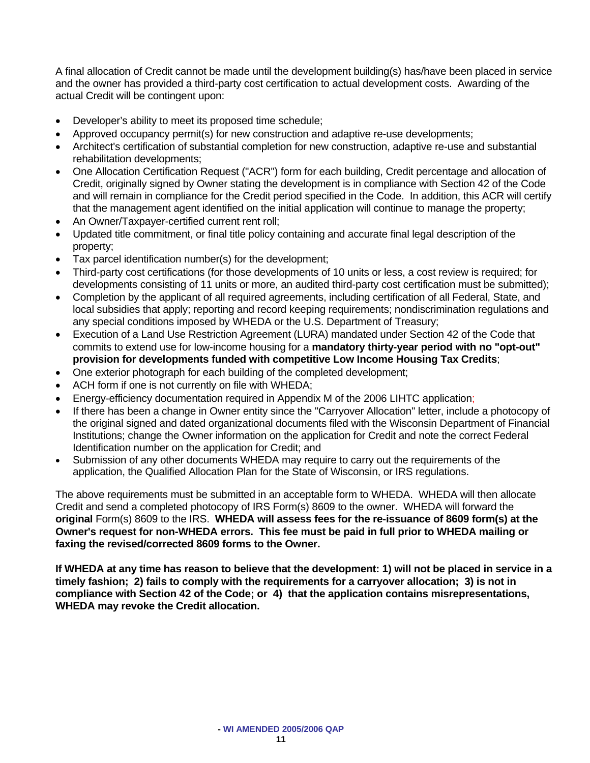A final allocation of Credit cannot be made until the development building(s) has/have been placed in service and the owner has provided a third-party cost certification to actual development costs. Awarding of the actual Credit will be contingent upon:

- Developer's ability to meet its proposed time schedule;
- Approved occupancy permit(s) for new construction and adaptive re-use developments;
- Architect's certification of substantial completion for new construction, adaptive re-use and substantial rehabilitation developments;
- One Allocation Certification Request ("ACR") form for each building, Credit percentage and allocation of Credit, originally signed by Owner stating the development is in compliance with Section 42 of the Code and will remain in compliance for the Credit period specified in the Code. In addition, this ACR will certify that the management agent identified on the initial application will continue to manage the property;
- An Owner/Taxpayer-certified current rent roll;
- Updated title commitment, or final title policy containing and accurate final legal description of the property;
- Tax parcel identification number(s) for the development;
- Third-party cost certifications (for those developments of 10 units or less, a cost review is required; for developments consisting of 11 units or more, an audited third-party cost certification must be submitted);
- Completion by the applicant of all required agreements, including certification of all Federal, State, and local subsidies that apply; reporting and record keeping requirements; nondiscrimination regulations and any special conditions imposed by WHEDA or the U.S. Department of Treasury;
- Execution of a Land Use Restriction Agreement (LURA) mandated under Section 42 of the Code that commits to extend use for low-income housing for a **mandatory thirty-year period with no "opt-out" provision for developments funded with competitive Low Income Housing Tax Credits**;
- One exterior photograph for each building of the completed development;
- ACH form if one is not currently on file with WHEDA;
- Energy-efficiency documentation required in Appendix M of the 2006 LIHTC application;
- If there has been a change in Owner entity since the "Carryover Allocation" letter, include a photocopy of the original signed and dated organizational documents filed with the Wisconsin Department of Financial Institutions; change the Owner information on the application for Credit and note the correct Federal Identification number on the application for Credit; and
- Submission of any other documents WHEDA may require to carry out the requirements of the application, the Qualified Allocation Plan for the State of Wisconsin, or IRS regulations.

The above requirements must be submitted in an acceptable form to WHEDA. WHEDA will then allocate Credit and send a completed photocopy of IRS Form(s) 8609 to the owner. WHEDA will forward the **original** Form(s) 8609 to the IRS. **WHEDA will assess fees for the re-issuance of 8609 form(s) at the Owner's request for non-WHEDA errors. This fee must be paid in full prior to WHEDA mailing or faxing the revised/corrected 8609 forms to the Owner.**

**If WHEDA at any time has reason to believe that the development: 1) will not be placed in service in a timely fashion; 2) fails to comply with the requirements for a carryover allocation; 3) is not in compliance with Section 42 of the Code; or 4) that the application contains misrepresentations, WHEDA may revoke the Credit allocation.**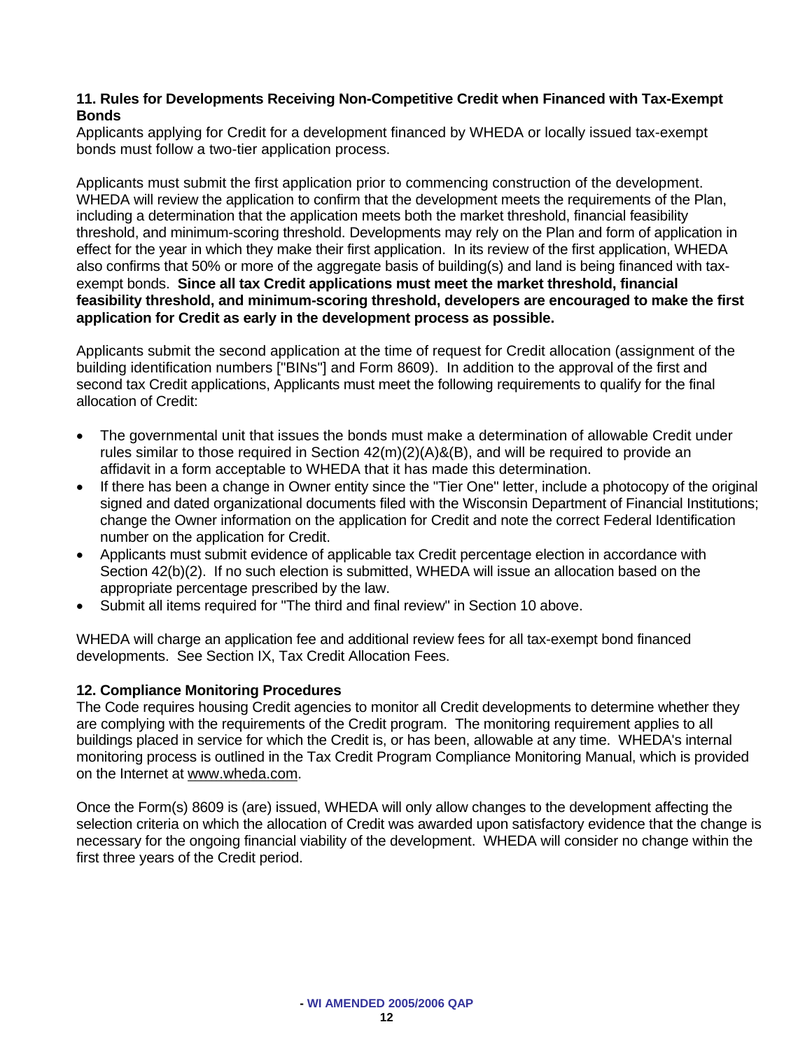**11. Rules for Developments Receiving Non-Competitive Credit when Financed with Tax-Exempt Bonds**

Applicants applying for Credit for a development financed by WHEDA or locally issued tax-exempt bonds must follow a two-tier application process.

Applicants must submit the first application prior to commencing construction of the development. WHEDA will review the application to confirm that the development meets the requirements of the Plan, including a determination that the application meets both the market threshold, financial feasibility threshold, and minimum-scoring threshold. Developments may rely on the Plan and form of application in effect for the year in which they make their first application. In its review of the first application, WHEDA also confirms that 50% or more of the aggregate basis of building(s) and land is being financed with tax-exempt bonds. **Since all tax Credit applications must meet the market threshold, financial feasibility threshold, and minimum-scoring threshold, developers are encouraged to make the first application for Credit as early in the development process as possible.**

Applicants submit the second application at the time of request for Credit allocation (assignment of the building identification numbers ["BINs"] and Form 8609). In addition to the approval of the first and second tax Credit applications, Applicants must meet the following requirements to qualify for the final allocation of Credit:

- The governmental unit that issues the bonds must make a determination of allowable Credit under rules similar to those required in Section 42(m)(2)(A)&(B), and will be required to provide an affidavit in a form acceptable to WHEDA that it has made this determination.
- If there has been a change in Owner entity since the "Tier One" letter, include a photocopy of the original signed and dated organizational documents filed with the Wisconsin Department of Financial Institutions; change the Owner information on the application for Credit and note the correct Federal Identification number on the application for Credit.
- Applicants must submit evidence of applicable tax Credit percentage election in accordance with Section 42(b)(2). If no such election is submitted, WHEDA will issue an allocation based on the appropriate percentage prescribed by the law.
- Submit all items required for "The third and final review" in Section 10 above.

WHEDA will charge an application fee and additional review fees for all tax-exempt bond financed developments. See Section IX, Tax Credit Allocation Fees.

**12. Compliance Monitoring Procedures**

The Code requires housing Credit agencies to monitor all Credit developments to determine whether they are complying with the requirements of the Credit program. The monitoring requirement applies to all buildings placed in service for which the Credit is, or has been, allowable at any time. WHEDA's internal monitoring process is outlined in the Tax Credit Program Compliance Monitoring Manual, which is provided on the Internet at www.wheda.com.

Once the Form(s) 8609 is (are) issued, WHEDA will only allow changes to the development affecting the selection criteria on which the allocation of Credit was awarded upon satisfactory evidence that the change is necessary for the ongoing financial viability of the development. WHEDA will consider no change within the first three years of the Credit period.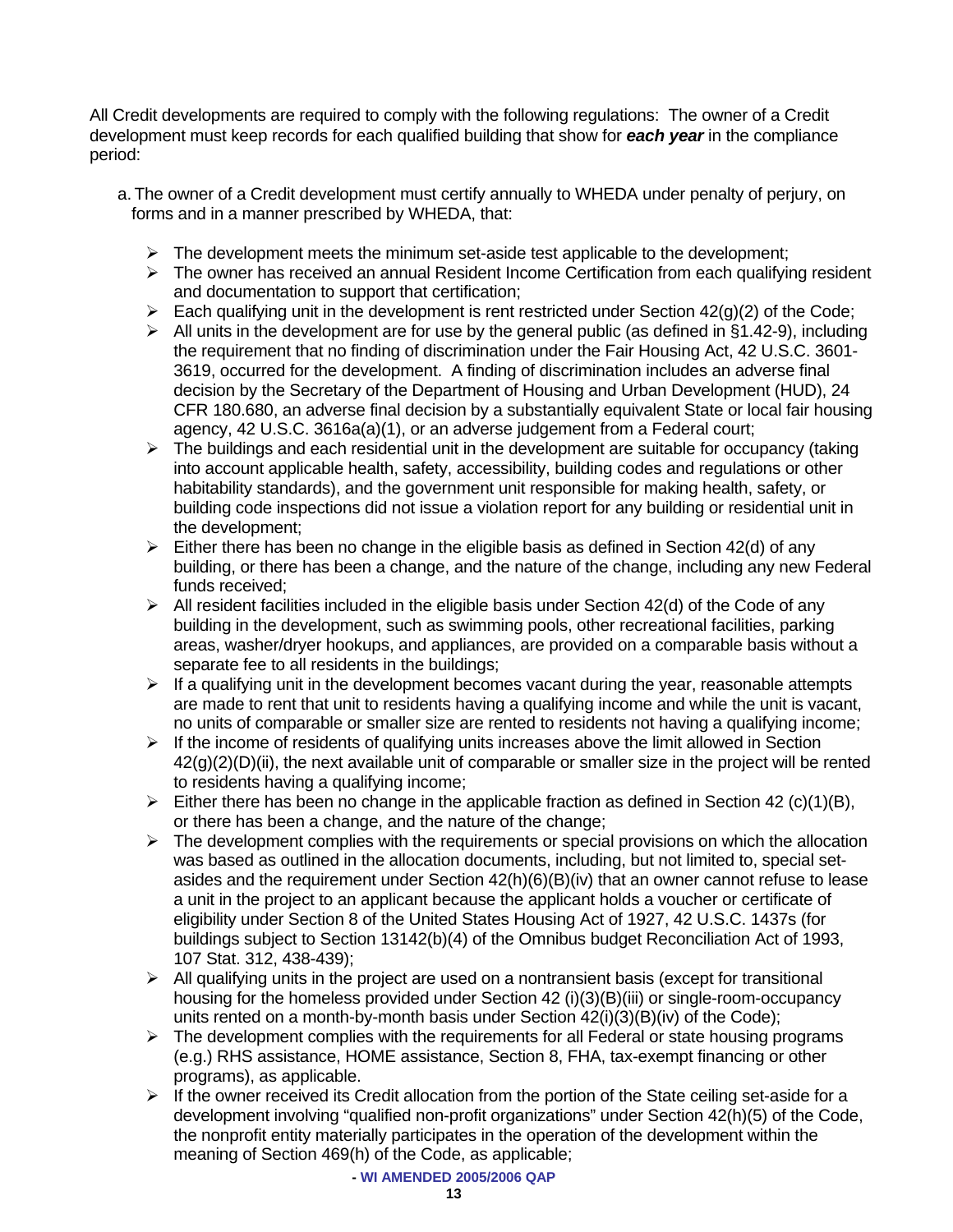All Credit developments are required to comply with the following regulations: The owner of a Credit development must keep records for each qualified building that show for ***each year*** in the compliance period:

a. The owner of a Credit development must certify annually to WHEDA under penalty of perjury, on forms and in a manner prescribed by WHEDA, that:

   - The development meets the minimum set-aside test applicable to the development;
   - The owner has received an annual Resident Income Certification from each qualifying resident and documentation to support that certification;
   - Each qualifying unit in the development is rent restricted under Section 42(g)(2) of the Code;
   - All units in the development are for use by the general public (as defined in §1.42-9), including the requirement that no finding of discrimination under the Fair Housing Act, 42 U.S.C. 3601-3619, occurred for the development. A finding of discrimination includes an adverse final decision by the Secretary of the Department of Housing and Urban Development (HUD), 24 CFR 180.680, an adverse final decision by a substantially equivalent State or local fair housing agency, 42 U.S.C. 3616a(a)(1), or an adverse judgement from a Federal court;
   - The buildings and each residential unit in the development are suitable for occupancy (taking into account applicable health, safety, accessibility, building codes and regulations or other habitability standards), and the government unit responsible for making health, safety, or building code inspections did not issue a violation report for any building or residential unit in the development;
   - Either there has been no change in the eligible basis as defined in Section 42(d) of any building, or there has been a change, and the nature of the change, including any new Federal funds received;
   - All resident facilities included in the eligible basis under Section 42(d) of the Code of any building in the development, such as swimming pools, other recreational facilities, parking areas, washer/dryer hookups, and appliances, are provided on a comparable basis without a separate fee to all residents in the buildings;
   - If a qualifying unit in the development becomes vacant during the year, reasonable attempts are made to rent that unit to residents having a qualifying income and while the unit is vacant, no units of comparable or smaller size are rented to residents not having a qualifying income;
   - If the income of residents of qualifying units increases above the limit allowed in Section 42(g)(2)(D)(ii), the next available unit of comparable or smaller size in the project will be rented to residents having a qualifying income;
   - Either there has been no change in the applicable fraction as defined in Section 42 (c)(1)(B), or there has been a change, and the nature of the change;
   - The development complies with the requirements or special provisions on which the allocation was based as outlined in the allocation documents, including, but not limited to, special set-asides and the requirement under Section 42(h)(6)(B)(iv) that an owner cannot refuse to lease a unit in the project to an applicant because the applicant holds a voucher or certificate of eligibility under Section 8 of the United States Housing Act of 1927, 42 U.S.C. 1437s (for buildings subject to Section 13142(b)(4) of the Omnibus budget Reconciliation Act of 1993, 107 Stat. 312, 438-439);
   - All qualifying units in the project are used on a nontransient basis (except for transitional housing for the homeless provided under Section 42 (i)(3)(B)(iii) or single-room-occupancy units rented on a month-by-month basis under Section 42(i)(3)(B)(iv) of the Code);
   - The development complies with the requirements for all Federal or state housing programs (e.g.) RHS assistance, HOME assistance, Section 8, FHA, tax-exempt financing or other programs), as applicable.
   - If the owner received its Credit allocation from the portion of the State ceiling set-aside for a development involving "qualified non-profit organizations" under Section 42(h)(5) of the Code, the nonprofit entity materially participates in the operation of the development within the meaning of Section 469(h) of the Code, as applicable;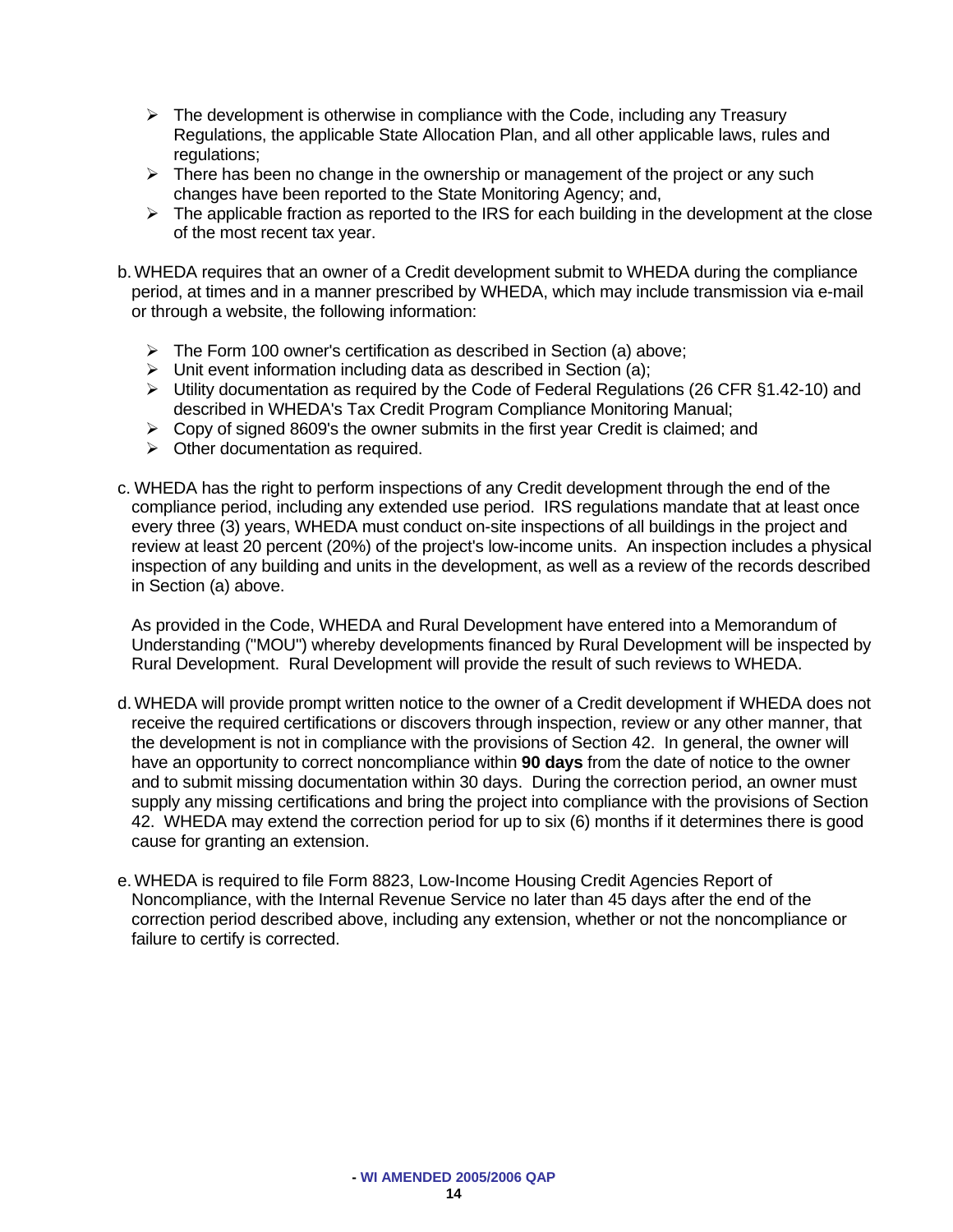- The development is otherwise in compliance with the Code, including any Treasury Regulations, the applicable State Allocation Plan, and all other applicable laws, rules and regulations;
- There has been no change in the ownership or management of the project or any such changes have been reported to the State Monitoring Agency; and,
- The applicable fraction as reported to the IRS for each building in the development at the close of the most recent tax year.

b. WHEDA requires that an owner of a Credit development submit to WHEDA during the compliance period, at times and in a manner prescribed by WHEDA, which may include transmission via e-mail or through a website, the following information:

- The Form 100 owner's certification as described in Section (a) above;
- Unit event information including data as described in Section (a);
- Utility documentation as required by the Code of Federal Regulations (26 CFR §1.42-10) and described in WHEDA's Tax Credit Program Compliance Monitoring Manual;
- Copy of signed 8609's the owner submits in the first year Credit is claimed; and
- Other documentation as required.

c. WHEDA has the right to perform inspections of any Credit development through the end of the compliance period, including any extended use period. IRS regulations mandate that at least once every three (3) years, WHEDA must conduct on-site inspections of all buildings in the project and review at least 20 percent (20%) of the project's low-income units. An inspection includes a physical inspection of any building and units in the development, as well as a review of the records described in Section (a) above.

As provided in the Code, WHEDA and Rural Development have entered into a Memorandum of Understanding ("MOU") whereby developments financed by Rural Development will be inspected by Rural Development. Rural Development will provide the result of such reviews to WHEDA.

d. WHEDA will provide prompt written notice to the owner of a Credit development if WHEDA does not receive the required certifications or discovers through inspection, review or any other manner, that the development is not in compliance with the provisions of Section 42. In general, the owner will have an opportunity to correct noncompliance within **90 days** from the date of notice to the owner and to submit missing documentation within 30 days. During the correction period, an owner must supply any missing certifications and bring the project into compliance with the provisions of Section 42. WHEDA may extend the correction period for up to six (6) months if it determines there is good cause for granting an extension.

e. WHEDA is required to file Form 8823, Low-Income Housing Credit Agencies Report of Noncompliance, with the Internal Revenue Service no later than 45 days after the end of the correction period described above, including any extension, whether or not the noncompliance or failure to certify is corrected.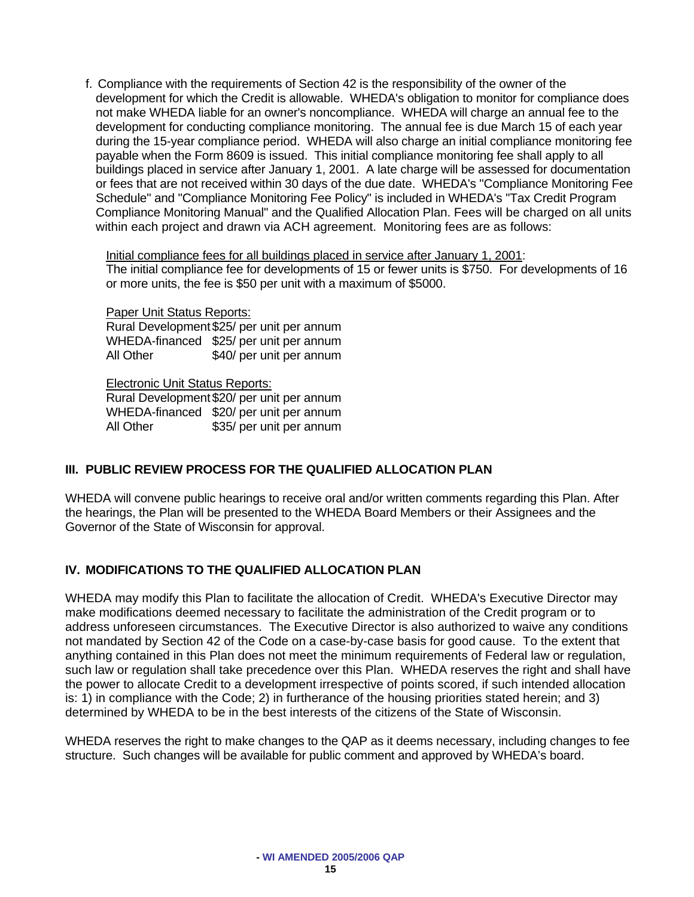f. Compliance with the requirements of Section 42 is the responsibility of the owner of the development for which the Credit is allowable. WHEDA's obligation to monitor for compliance does not make WHEDA liable for an owner's noncompliance. WHEDA will charge an annual fee to the development for conducting compliance monitoring. The annual fee is due March 15 of each year during the 15-year compliance period. WHEDA will also charge an initial compliance monitoring fee payable when the Form 8609 is issued. This initial compliance monitoring fee shall apply to all buildings placed in service after January 1, 2001. A late charge will be assessed for documentation or fees that are not received within 30 days of the due date. WHEDA's "Compliance Monitoring Fee Schedule" and "Compliance Monitoring Fee Policy" is included in WHEDA's "Tax Credit Program Compliance Monitoring Manual" and the Qualified Allocation Plan. Fees will be charged on all units within each project and drawn via ACH agreement. Monitoring fees are as follows:

   Initial compliance fees for all buildings placed in service after January 1, 2001:
   The initial compliance fee for developments of 15 or fewer units is $750. For developments of 16 or more units, the fee is $50 per unit with a maximum of $5000.

   Paper Unit Status Reports:

   | | |
   |---|---|
   | Rural Development | $25/ per unit per annum |
   | WHEDA-financed | $25/ per unit per annum |
   | All Other | $40/ per unit per annum |

   Electronic Unit Status Reports:

   | | |
   |---|---|
   | Rural Development | $20/ per unit per annum |
   | WHEDA-financed | $20/ per unit per annum |
   | All Other | $35/ per unit per annum |

## III. PUBLIC REVIEW PROCESS FOR THE QUALIFIED ALLOCATION PLAN

WHEDA will convene public hearings to receive oral and/or written comments regarding this Plan. After the hearings, the Plan will be presented to the WHEDA Board Members or their Assignees and the Governor of the State of Wisconsin for approval.

## IV. MODIFICATIONS TO THE QUALIFIED ALLOCATION PLAN

WHEDA may modify this Plan to facilitate the allocation of Credit. WHEDA's Executive Director may make modifications deemed necessary to facilitate the administration of the Credit program or to address unforeseen circumstances. The Executive Director is also authorized to waive any conditions not mandated by Section 42 of the Code on a case-by-case basis for good cause. To the extent that anything contained in this Plan does not meet the minimum requirements of Federal law or regulation, such law or regulation shall take precedence over this Plan. WHEDA reserves the right and shall have the power to allocate Credit to a development irrespective of points scored, if such intended allocation is: 1) in compliance with the Code; 2) in furtherance of the housing priorities stated herein; and 3) determined by WHEDA to be in the best interests of the citizens of the State of Wisconsin.

WHEDA reserves the right to make changes to the QAP as it deems necessary, including changes to fee structure. Such changes will be available for public comment and approved by WHEDA's board.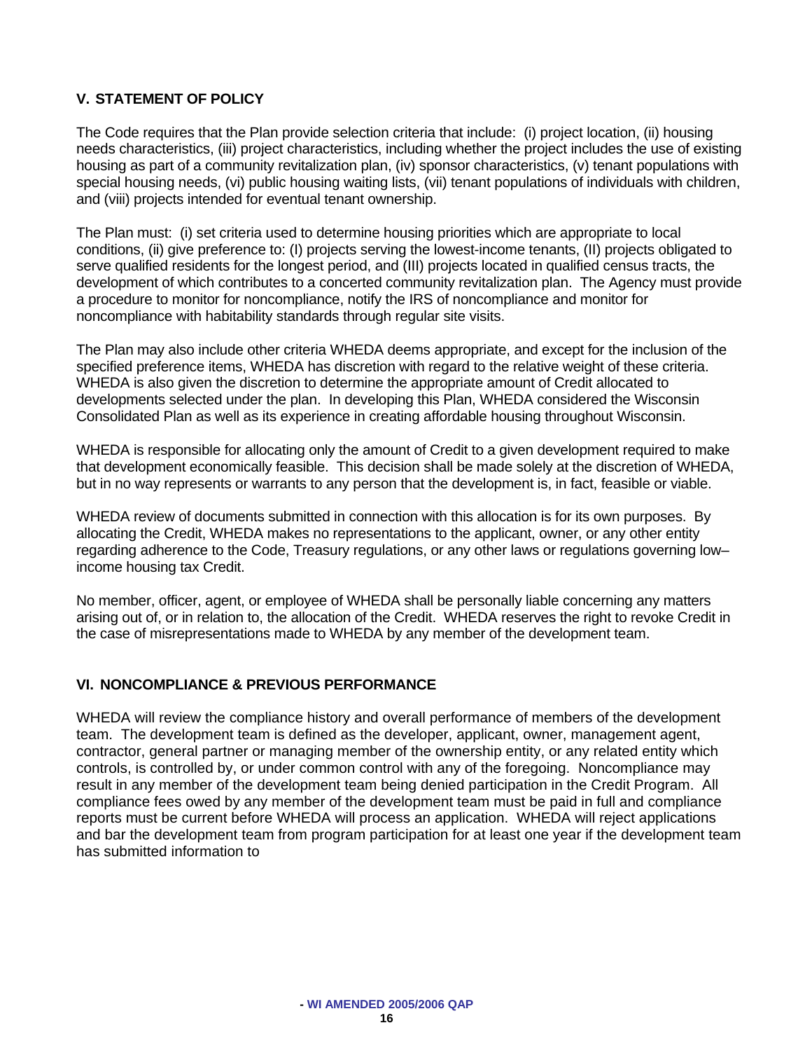## V. STATEMENT OF POLICY

The Code requires that the Plan provide selection criteria that include: (i) project location, (ii) housing needs characteristics, (iii) project characteristics, including whether the project includes the use of existing housing as part of a community revitalization plan, (iv) sponsor characteristics, (v) tenant populations with special housing needs, (vi) public housing waiting lists, (vii) tenant populations of individuals with children, and (viii) projects intended for eventual tenant ownership.

The Plan must: (i) set criteria used to determine housing priorities which are appropriate to local conditions, (ii) give preference to: (I) projects serving the lowest-income tenants, (II) projects obligated to serve qualified residents for the longest period, and (III) projects located in qualified census tracts, the development of which contributes to a concerted community revitalization plan. The Agency must provide a procedure to monitor for noncompliance, notify the IRS of noncompliance and monitor for noncompliance with habitability standards through regular site visits.

The Plan may also include other criteria WHEDA deems appropriate, and except for the inclusion of the specified preference items, WHEDA has discretion with regard to the relative weight of these criteria. WHEDA is also given the discretion to determine the appropriate amount of Credit allocated to developments selected under the plan. In developing this Plan, WHEDA considered the Wisconsin Consolidated Plan as well as its experience in creating affordable housing throughout Wisconsin.

WHEDA is responsible for allocating only the amount of Credit to a given development required to make that development economically feasible. This decision shall be made solely at the discretion of WHEDA, but in no way represents or warrants to any person that the development is, in fact, feasible or viable.

WHEDA review of documents submitted in connection with this allocation is for its own purposes. By allocating the Credit, WHEDA makes no representations to the applicant, owner, or any other entity regarding adherence to the Code, Treasury regulations, or any other laws or regulations governing low–income housing tax Credit.

No member, officer, agent, or employee of WHEDA shall be personally liable concerning any matters arising out of, or in relation to, the allocation of the Credit. WHEDA reserves the right to revoke Credit in the case of misrepresentations made to WHEDA by any member of the development team.

## VI. NONCOMPLIANCE & PREVIOUS PERFORMANCE

WHEDA will review the compliance history and overall performance of members of the development team. The development team is defined as the developer, applicant, owner, management agent, contractor, general partner or managing member of the ownership entity, or any related entity which controls, is controlled by, or under common control with any of the foregoing. Noncompliance may result in any member of the development team being denied participation in the Credit Program. All compliance fees owed by any member of the development team must be paid in full and compliance reports must be current before WHEDA will process an application. WHEDA will reject applications and bar the development team from program participation for at least one year if the development team has submitted information to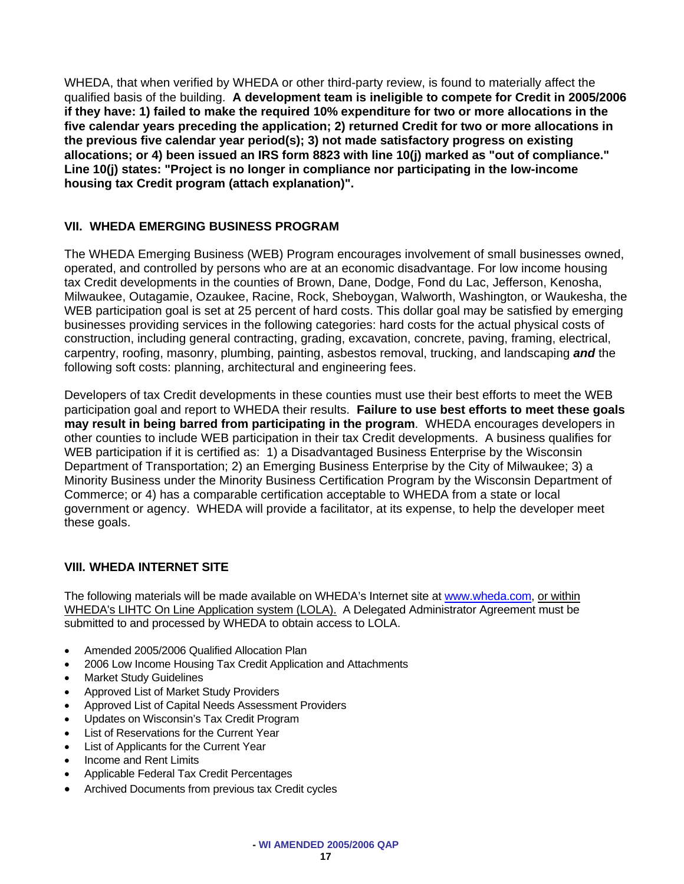WHEDA, that when verified by WHEDA or other third-party review, is found to materially affect the qualified basis of the building. **A development team is ineligible to compete for Credit in 2005/2006 if they have: 1) failed to make the required 10% expenditure for two or more allocations in the five calendar years preceding the application; 2) returned Credit for two or more allocations in the previous five calendar year period(s); 3) not made satisfactory progress on existing allocations; or 4) been issued an IRS form 8823 with line 10(j) marked as "out of compliance." Line 10(j) states: "Project is no longer in compliance nor participating in the low-income housing tax Credit program (attach explanation)".**

## VII. WHEDA EMERGING BUSINESS PROGRAM

The WHEDA Emerging Business (WEB) Program encourages involvement of small businesses owned, operated, and controlled by persons who are at an economic disadvantage. For low income housing tax Credit developments in the counties of Brown, Dane, Dodge, Fond du Lac, Jefferson, Kenosha, Milwaukee, Outagamie, Ozaukee, Racine, Rock, Sheboygan, Walworth, Washington, or Waukesha, the WEB participation goal is set at 25 percent of hard costs. This dollar goal may be satisfied by emerging businesses providing services in the following categories: hard costs for the actual physical costs of construction, including general contracting, grading, excavation, concrete, paving, framing, electrical, carpentry, roofing, masonry, plumbing, painting, asbestos removal, trucking, and landscaping ***and*** the following soft costs: planning, architectural and engineering fees.

Developers of tax Credit developments in these counties must use their best efforts to meet the WEB participation goal and report to WHEDA their results. **Failure to use best efforts to meet these goals may result in being barred from participating in the program**. WHEDA encourages developers in other counties to include WEB participation in their tax Credit developments. A business qualifies for WEB participation if it is certified as: 1) a Disadvantaged Business Enterprise by the Wisconsin Department of Transportation; 2) an Emerging Business Enterprise by the City of Milwaukee; 3) a Minority Business under the Minority Business Certification Program by the Wisconsin Department of Commerce; or 4) has a comparable certification acceptable to WHEDA from a state or local government or agency. WHEDA will provide a facilitator, at its expense, to help the developer meet these goals.

## VIII. WHEDA INTERNET SITE

The following materials will be made available on WHEDA's Internet site at www.wheda.com, or within WHEDA's LIHTC On Line Application system (LOLA). A Delegated Administrator Agreement must be submitted to and processed by WHEDA to obtain access to LOLA.

- Amended 2005/2006 Qualified Allocation Plan
- 2006 Low Income Housing Tax Credit Application and Attachments
- Market Study Guidelines
- Approved List of Market Study Providers
- Approved List of Capital Needs Assessment Providers
- Updates on Wisconsin's Tax Credit Program
- List of Reservations for the Current Year
- List of Applicants for the Current Year
- Income and Rent Limits
- Applicable Federal Tax Credit Percentages
- Archived Documents from previous tax Credit cycles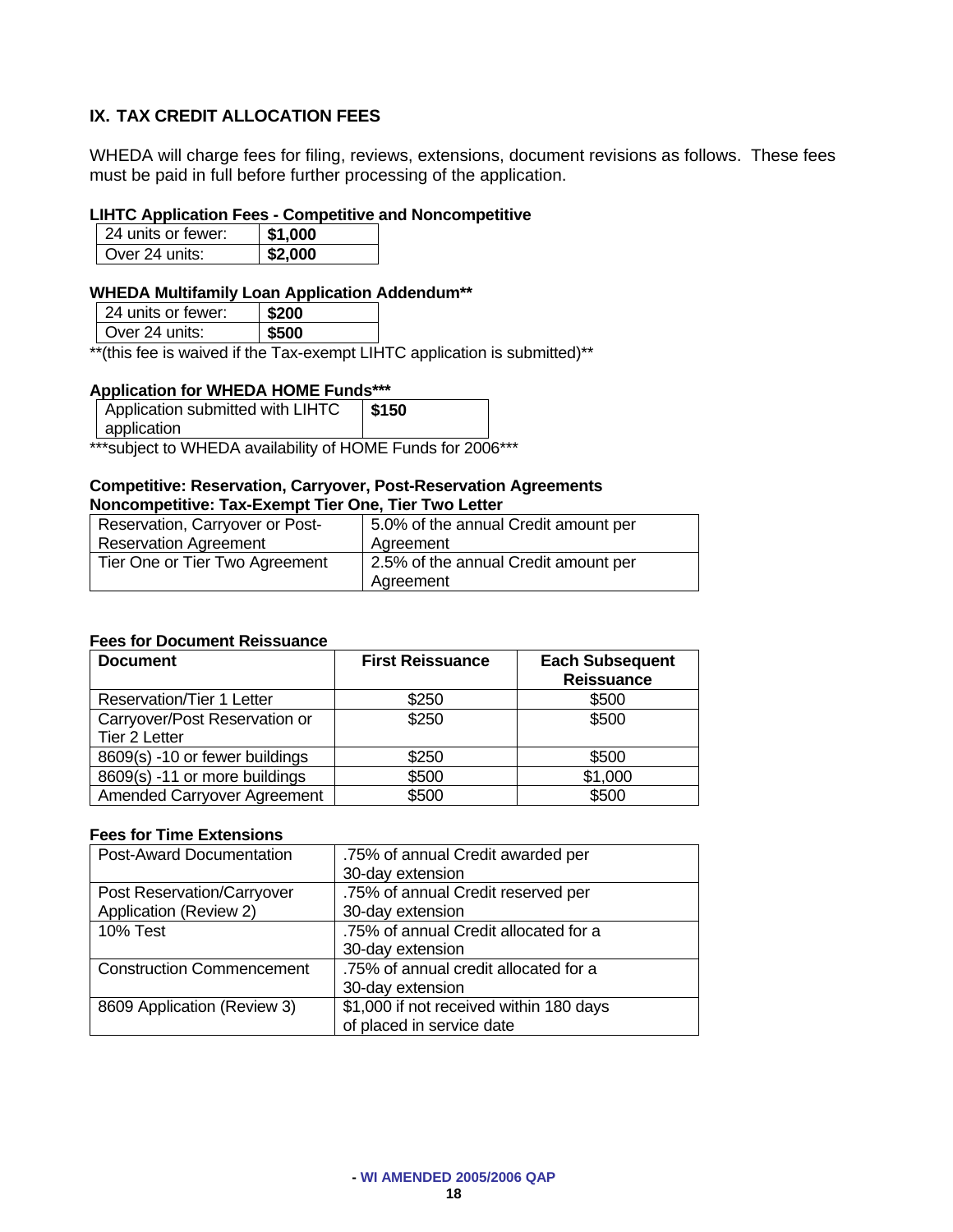## IX. TAX CREDIT ALLOCATION FEES

WHEDA will charge fees for filing, reviews, extensions, document revisions as follows. These fees must be paid in full before further processing of the application.

**LIHTC Application Fees - Competitive and Noncompetitive**

| | |
|---|---|
| 24 units or fewer: | **$1,000** |
| Over 24 units: | **$2,000** |

**WHEDA Multifamily Loan Application Addendum****

| | |
|---|---|
| 24 units or fewer: | **$200** |
| Over 24 units: | **$500** |

**(this fee is waived if the Tax-exempt LIHTC application is submitted)**

**Application for WHEDA HOME Funds*****

| | |
|---|---|
| Application submitted with LIHTC application | **$150** |

***subject to WHEDA availability of HOME Funds for 2006***

**Competitive: Reservation, Carryover, Post-Reservation Agreements**
**Noncompetitive: Tax-Exempt Tier One, Tier Two Letter**

| | |
|---|---|
| Reservation, Carryover or Post-Reservation Agreement | 5.0% of the annual Credit amount per Agreement |
| Tier One or Tier Two Agreement | 2.5% of the annual Credit amount per Agreement |

**Fees for Document Reissuance**

| Document | First Reissuance | Each Subsequent Reissuance |
|---|---|---|
| Reservation/Tier 1 Letter | $250 | $500 |
| Carryover/Post Reservation or Tier 2 Letter | $250 | $500 |
| 8609(s) -10 or fewer buildings | $250 | $500 |
| 8609(s) -11 or more buildings | $500 | $1,000 |
| Amended Carryover Agreement | $500 | $500 |

**Fees for Time Extensions**

| | |
|---|---|
| Post-Award Documentation | .75% of annual Credit awarded per 30-day extension |
| Post Reservation/Carryover Application (Review 2) | .75% of annual Credit reserved per 30-day extension |
| 10% Test | .75% of annual Credit allocated for a 30-day extension |
| Construction Commencement | .75% of annual credit allocated for a 30-day extension |
| 8609 Application (Review 3) | $1,000 if not received within 180 days of placed in service date |